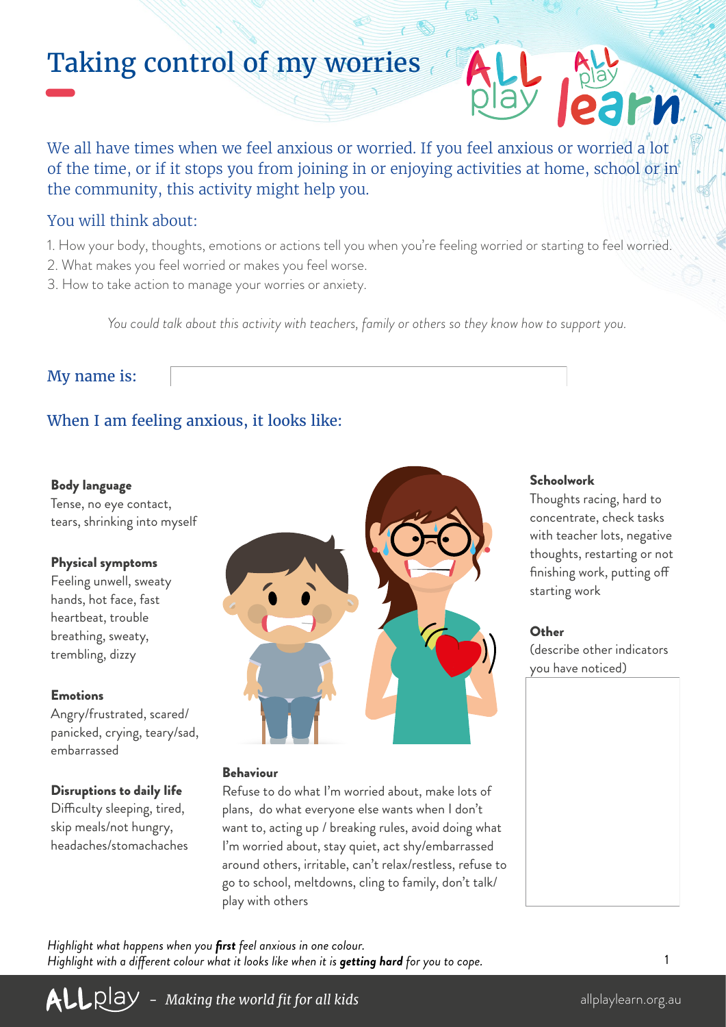# Taking control of my worries

We all have times when we feel anxious or worried. If you feel anxious or worried a lot of the time, or if it stops you from joining in or enjoying activities at home, school or in the community, this activity might help you.

## You will think about:

1. How your body, thoughts, emotions or actions tell you when you're feeling worried or starting to feel worried.
2. What makes you feel worried or makes you feel worse.
3. How to take action to manage your worries or anxiety.

*You could talk about this activity with teachers, family or others so they know how to support you.*

My name is:

## When I am feeling anxious, it looks like:

**Body language**
Tense, no eye contact, tears, shrinking into myself

**Physical symptoms**
Feeling unwell, sweaty hands, hot face, fast heartbeat, trouble breathing, sweaty, trembling, dizzy

**Emotions**
Angry/frustrated, scared/panicked, crying, teary/sad, embarrassed

**Disruptions to daily life**
Difficulty sleeping, tired, skip meals/not hungry, headaches/stomachaches

**Behaviour**
Refuse to do what I'm worried about, make lots of plans, do what everyone else wants when I don't want to, acting up / breaking rules, avoid doing what I'm worried about, stay quiet, act shy/embarrassed around others, irritable, can't relax/restless, refuse to go to school, meltdowns, cling to family, don't talk/play with others

**Schoolwork**
Thoughts racing, hard to concentrate, check tasks with teacher lots, negative thoughts, restarting or not finishing work, putting off starting work

**Other**
(describe other indicators you have noticed)

*Highlight what happens when you* ***first*** *feel anxious in one colour.*
*Highlight with a different colour what it looks like when it is* ***getting hard*** *for you to cope.*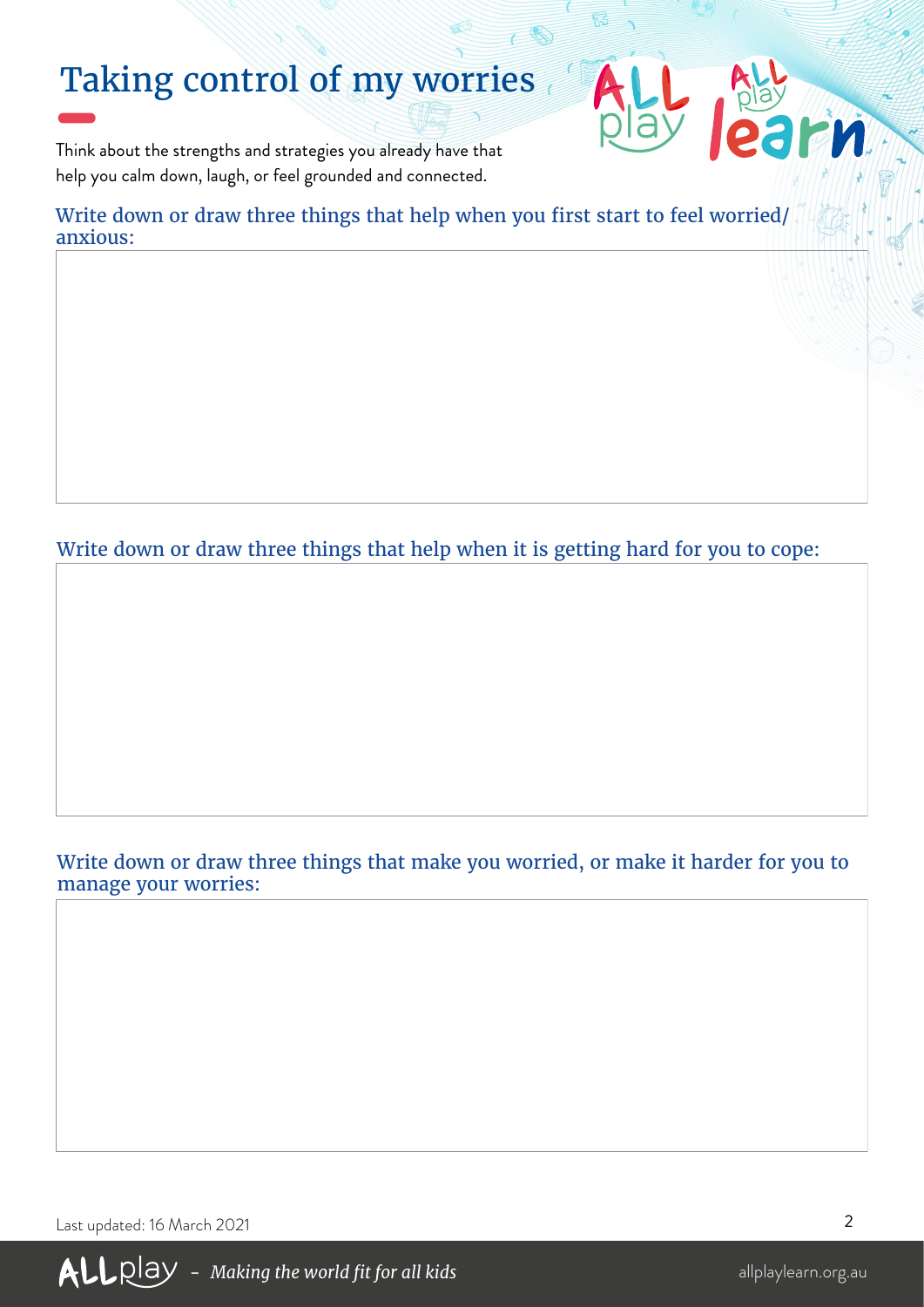# Taking control of my worries

Think about the strengths and strategies you already have that help you calm down, laugh, or feel grounded and connected.

## Write down or draw three things that help when you first start to feel worried/anxious:

## Write down or draw three things that help when it is getting hard for you to cope:

## Write down or draw three things that make you worried, or make it harder for you to manage your worries:

Last updated: 16 March 2021